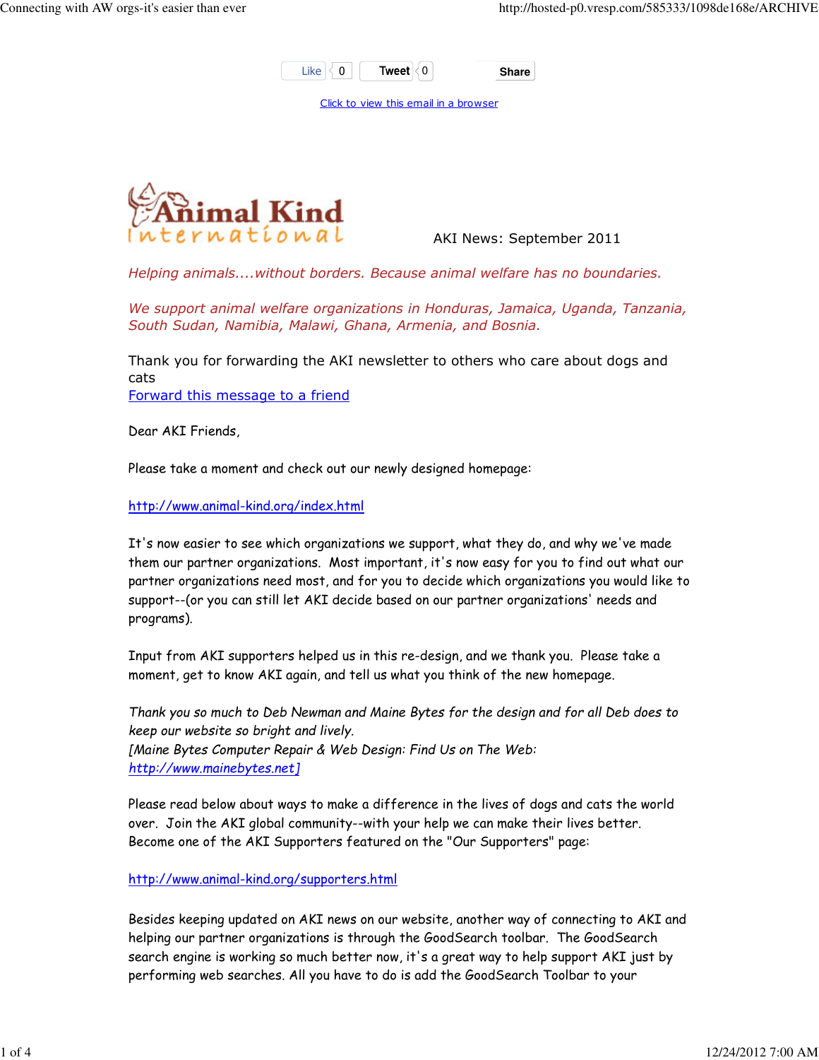Like 0 Tweet 0 Share

Click to view this email in a browser

Animal Kind International

AKI News: September 2011

*Helping animals....without borders. Because animal welfare has no boundaries.*

*We support animal welfare organizations in Honduras, Jamaica, Uganda, Tanzania, South Sudan, Namibia, Malawi, Ghana, Armenia, and Bosnia.*

Thank you for forwarding the AKI newsletter to others who care about dogs and cats
Forward this message to a friend

Dear AKI Friends,

Please take a moment and check out our newly designed homepage:

http://www.animal-kind.org/index.html

It's now easier to see which organizations we support, what they do, and why we've made them our partner organizations. Most important, it's now easy for you to find out what our partner organizations need most, and for you to decide which organizations you would like to support--(or you can still let AKI decide based on our partner organizations' needs and programs).

Input from AKI supporters helped us in this re-design, and we thank you. Please take a moment, get to know AKI again, and tell us what you think of the new homepage.

*Thank you so much to Deb Newman and Maine Bytes for the design and for all Deb does to keep our website so bright and lively.*
*[Maine Bytes Computer Repair & Web Design: Find Us on The Web: http://www.mainebytes.net]*

Please read below about ways to make a difference in the lives of dogs and cats the world over. Join the AKI global community--with your help we can make their lives better. Become one of the AKI Supporters featured on the "Our Supporters" page:

http://www.animal-kind.org/supporters.html

Besides keeping updated on AKI news on our website, another way of connecting to AKI and helping our partner organizations is through the GoodSearch toolbar. The GoodSearch search engine is working so much better now, it's a great way to help support AKI just by performing web searches. All you have to do is add the GoodSearch Toolbar to your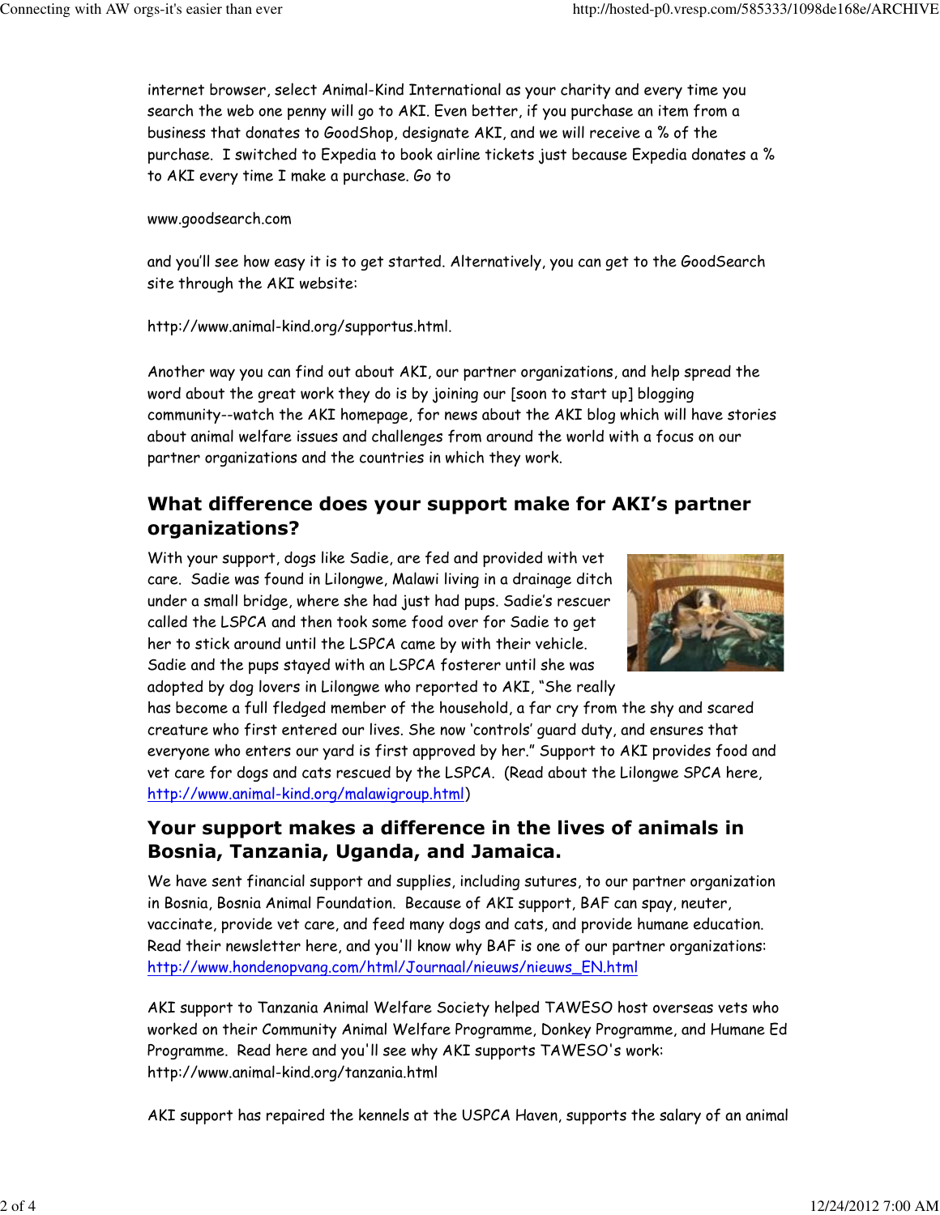internet browser, select Animal-Kind International as your charity and every time you search the web one penny will go to AKI. Even better, if you purchase an item from a business that donates to GoodShop, designate AKI, and we will receive a % of the purchase. I switched to Expedia to book airline tickets just because Expedia donates a % to AKI every time I make a purchase. Go to

www.goodsearch.com

and you'll see how easy it is to get started. Alternatively, you can get to the GoodSearch site through the AKI website:

http://www.animal-kind.org/supportus.html.

Another way you can find out about AKI, our partner organizations, and help spread the word about the great work they do is by joining our [soon to start up] blogging community--watch the AKI homepage, for news about the AKI blog which will have stories about animal welfare issues and challenges from around the world with a focus on our partner organizations and the countries in which they work.

## What difference does your support make for AKI's partner organizations?

With your support, dogs like Sadie, are fed and provided with vet care. Sadie was found in Lilongwe, Malawi living in a drainage ditch under a small bridge, where she had just had pups. Sadie's rescuer called the LSPCA and then took some food over for Sadie to get her to stick around until the LSPCA came by with their vehicle. Sadie and the pups stayed with an LSPCA fosterer until she was adopted by dog lovers in Lilongwe who reported to AKI, "She really has become a full fledged member of the household, a far cry from the shy and scared creature who first entered our lives. She now 'controls' guard duty, and ensures that everyone who enters our yard is first approved by her." Support to AKI provides food and vet care for dogs and cats rescued by the LSPCA. (Read about the Lilongwe SPCA here, http://www.animal-kind.org/malawigroup.html)

## Your support makes a difference in the lives of animals in Bosnia, Tanzania, Uganda, and Jamaica.

We have sent financial support and supplies, including sutures, to our partner organization in Bosnia, Bosnia Animal Foundation. Because of AKI support, BAF can spay, neuter, vaccinate, provide vet care, and feed many dogs and cats, and provide humane education. Read their newsletter here, and you'll know why BAF is one of our partner organizations: http://www.hondenopvang.com/html/Journaal/nieuws/nieuws_EN.html

AKI support to Tanzania Animal Welfare Society helped TAWESO host overseas vets who worked on their Community Animal Welfare Programme, Donkey Programme, and Humane Ed Programme. Read here and you'll see why AKI supports TAWESO's work: http://www.animal-kind.org/tanzania.html

AKI support has repaired the kennels at the USPCA Haven, supports the salary of an animal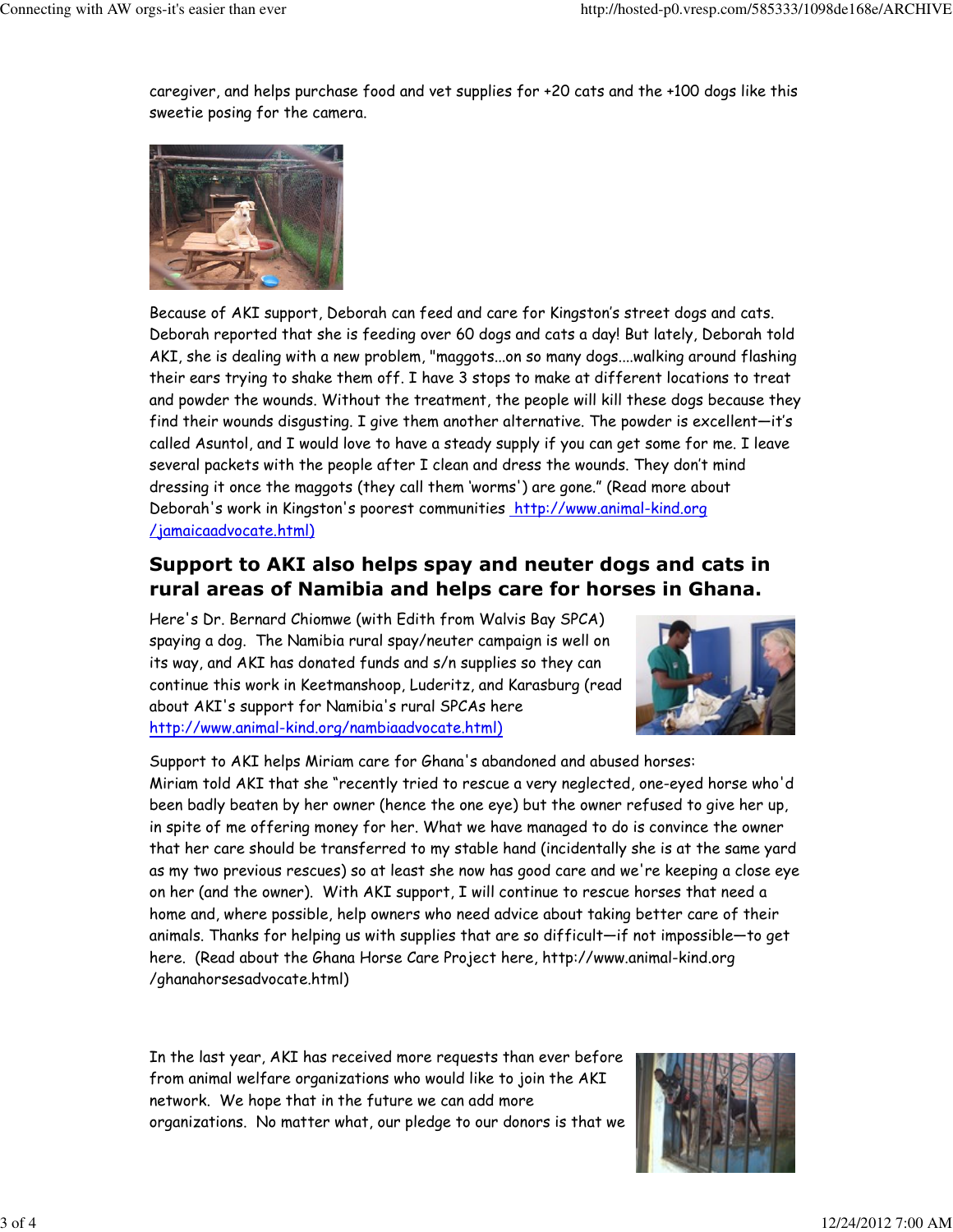caregiver, and helps purchase food and vet supplies for +20 cats and the +100 dogs like this sweetie posing for the camera.

Because of AKI support, Deborah can feed and care for Kingston's street dogs and cats. Deborah reported that she is feeding over 60 dogs and cats a day! But lately, Deborah told AKI, she is dealing with a new problem, "maggots...on so many dogs....walking around flashing their ears trying to shake them off. I have 3 stops to make at different locations to treat and powder the wounds. Without the treatment, the people will kill these dogs because they find their wounds disgusting. I give them another alternative. The powder is excellent—it's called Asuntol, and I would love to have a steady supply if you can get some for me. I leave several packets with the people after I clean and dress the wounds. They don't mind dressing it once the maggots (they call them 'worms') are gone." (Read more about Deborah's work in Kingston's poorest communities [http://www.animal-kind.org/jamaicaadvocate.html)](http://www.animal-kind.org/jamaicaadvocate.html)

## Support to AKI also helps spay and neuter dogs and cats in rural areas of Namibia and helps care for horses in Ghana.

Here's Dr. Bernard Chiomwe (with Edith from Walvis Bay SPCA) spaying a dog. The Namibia rural spay/neuter campaign is well on its way, and AKI has donated funds and s/n supplies so they can continue this work in Keetmanshoop, Luderitz, and Karasburg (read about AKI's support for Namibia's rural SPCAs here [http://www.animal-kind.org/nambiaadvocate.html)](http://www.animal-kind.org/nambiaadvocate.html)

Support to AKI helps Miriam care for Ghana's abandoned and abused horses:
Miriam told AKI that she "recently tried to rescue a very neglected, one-eyed horse who'd been badly beaten by her owner (hence the one eye) but the owner refused to give her up, in spite of me offering money for her. What we have managed to do is convince the owner that her care should be transferred to my stable hand (incidentally she is at the same yard as my two previous rescues) so at least she now has good care and we're keeping a close eye on her (and the owner). With AKI support, I will continue to rescue horses that need a home and, where possible, help owners who need advice about taking better care of their animals. Thanks for helping us with supplies that are so difficult—if not impossible—to get here. (Read about the Ghana Horse Care Project here, http://www.animal-kind.org/ghanahorsesadvocate.html)

In the last year, AKI has received more requests than ever before from animal welfare organizations who would like to join the AKI network. We hope that in the future we can add more organizations. No matter what, our pledge to our donors is that we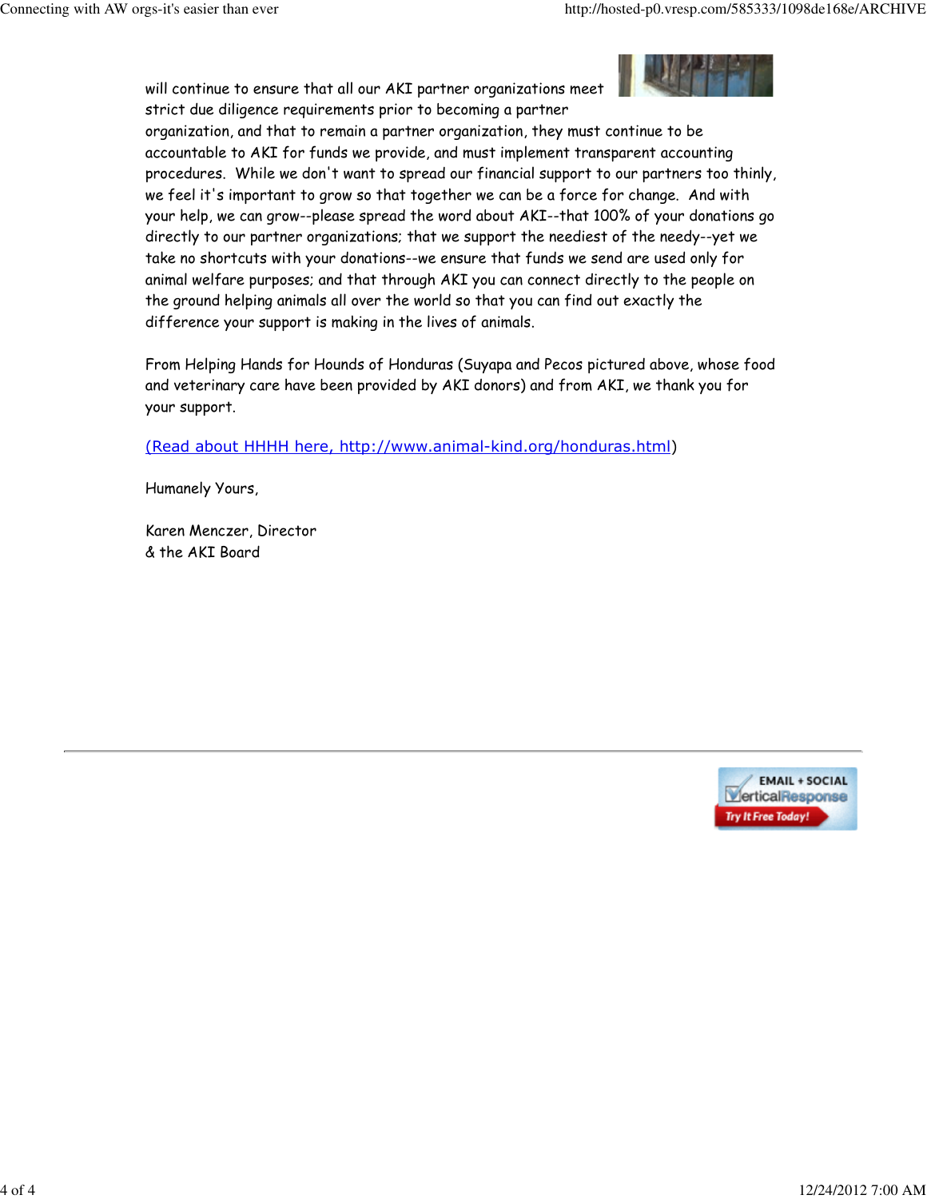will continue to ensure that all our AKI partner organizations meet strict due diligence requirements prior to becoming a partner organization, and that to remain a partner organization, they must continue to be accountable to AKI for funds we provide, and must implement transparent accounting procedures. While we don't want to spread our financial support to our partners too thinly, we feel it's important to grow so that together we can be a force for change. And with your help, we can grow--please spread the word about AKI--that 100% of your donations go directly to our partner organizations; that we support the neediest of the needy--yet we take no shortcuts with your donations--we ensure that funds we send are used only for animal welfare purposes; and that through AKI you can connect directly to the people on the ground helping animals all over the world so that you can find out exactly the difference your support is making in the lives of animals.

From Helping Hands for Hounds of Honduras (Suyapa and Pecos pictured above, whose food and veterinary care have been provided by AKI donors) and from AKI, we thank you for your support.

[(Read about HHHH here, http://www.animal-kind.org/honduras.html](http://www.animal-kind.org/honduras.html))

Humanely Yours,

Karen Menczer, Director
& the AKI Board

EMAIL + SOCIAL VerticalResponse Try It Free Today!